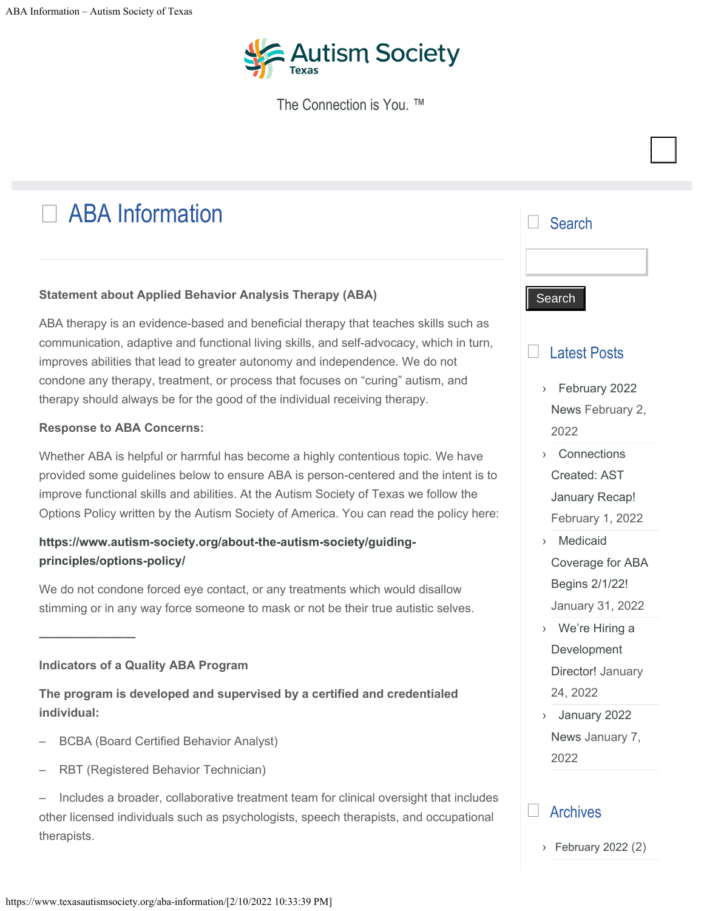Autism Society Texas

The Connection is You. ™

# ABA Information

**Statement about Applied Behavior Analysis Therapy (ABA)**

ABA therapy is an evidence-based and beneficial therapy that teaches skills such as communication, adaptive and functional living skills, and self-advocacy, which in turn, improves abilities that lead to greater autonomy and independence. We do not condone any therapy, treatment, or process that focuses on "curing" autism, and therapy should always be for the good of the individual receiving therapy.

**Response to ABA Concerns:**

Whether ABA is helpful or harmful has become a highly contentious topic. We have provided some guidelines below to ensure ABA is person-centered and the intent is to improve functional skills and abilities. At the Autism Society of Texas we follow the Options Policy written by the Autism Society of America. You can read the policy here:

**https://www.autism-society.org/about-the-autism-society/guiding-principles/options-policy/**

We do not condone forced eye contact, or any treatments which would disallow stimming or in any way force someone to mask or not be their true autistic selves.

———————

**Indicators of a Quality ABA Program**

**The program is developed and supervised by a certified and credentialed individual:**

– BCBA (Board Certified Behavior Analyst)

– RBT (Registered Behavior Technician)

– Includes a broader, collaborative treatment team for clinical oversight that includes other licensed individuals such as psychologists, speech therapists, and occupational therapists.

## Search

Search

## Latest Posts

- February 2022 News February 2, 2022
- Connections Created: AST January Recap! February 1, 2022
- Medicaid Coverage for ABA Begins 2/1/22! January 31, 2022
- We're Hiring a Development Director! January 24, 2022
- January 2022 News January 7, 2022

## Archives

- February 2022 (2)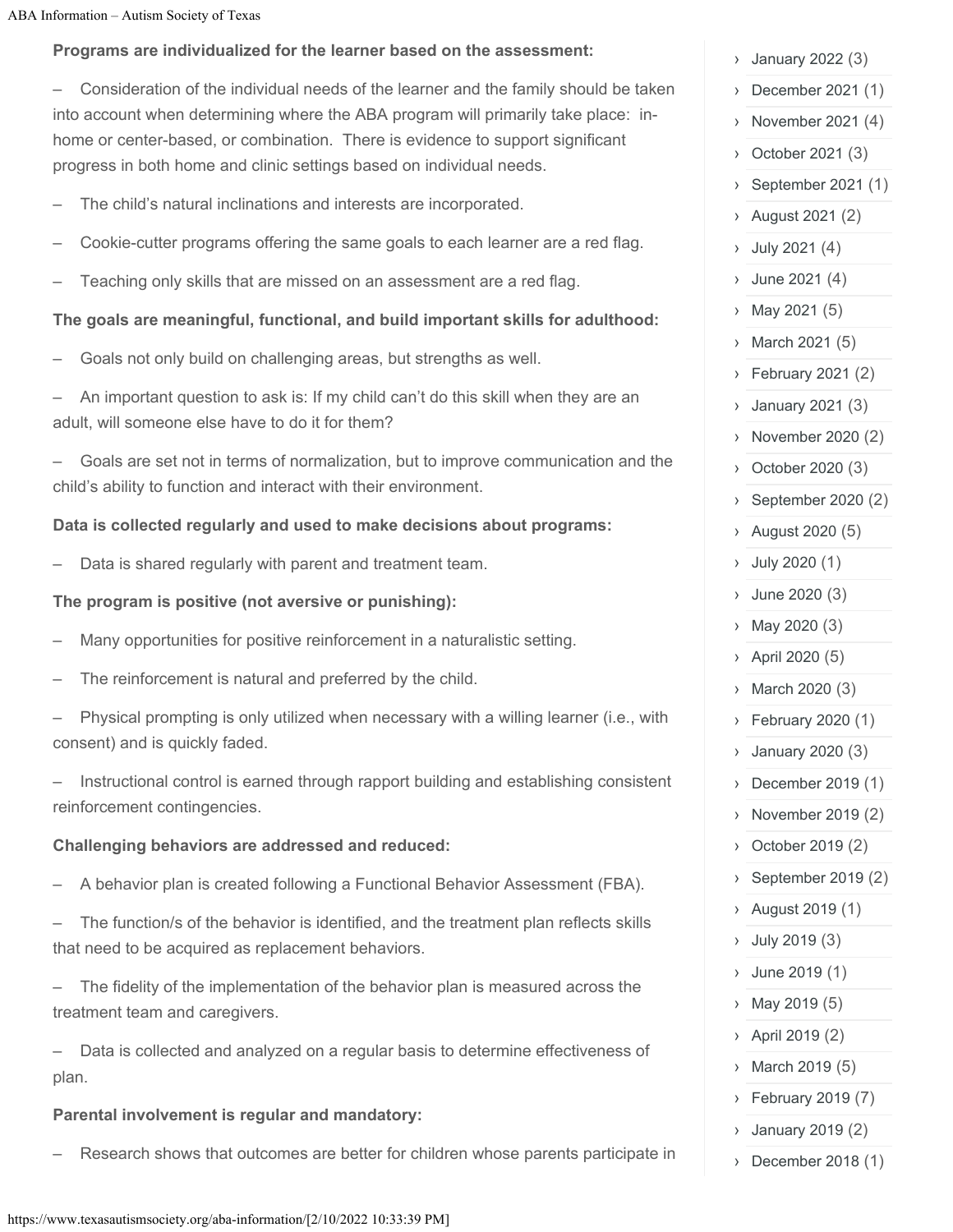**Programs are individualized for the learner based on the assessment:**

– Consideration of the individual needs of the learner and the family should be taken into account when determining where the ABA program will primarily take place: in-home or center-based, or combination. There is evidence to support significant progress in both home and clinic settings based on individual needs.

– The child's natural inclinations and interests are incorporated.

– Cookie-cutter programs offering the same goals to each learner are a red flag.

– Teaching only skills that are missed on an assessment are a red flag.

**The goals are meaningful, functional, and build important skills for adulthood:**

– Goals not only build on challenging areas, but strengths as well.

– An important question to ask is: If my child can't do this skill when they are an adult, will someone else have to do it for them?

– Goals are set not in terms of normalization, but to improve communication and the child's ability to function and interact with their environment.

**Data is collected regularly and used to make decisions about programs:**

– Data is shared regularly with parent and treatment team.

**The program is positive (not aversive or punishing):**

– Many opportunities for positive reinforcement in a naturalistic setting.

– The reinforcement is natural and preferred by the child.

– Physical prompting is only utilized when necessary with a willing learner (i.e., with consent) and is quickly faded.

– Instructional control is earned through rapport building and establishing consistent reinforcement contingencies.

**Challenging behaviors are addressed and reduced:**

– A behavior plan is created following a Functional Behavior Assessment (FBA).

– The function/s of the behavior is identified, and the treatment plan reflects skills that need to be acquired as replacement behaviors.

– The fidelity of the implementation of the behavior plan is measured across the treatment team and caregivers.

– Data is collected and analyzed on a regular basis to determine effectiveness of plan.

**Parental involvement is regular and mandatory:**

– Research shows that outcomes are better for children whose parents participate in

- January 2022 (3)
- December 2021 (1)
- November 2021 (4)
- October 2021 (3)
- September 2021 (1)
- August 2021 (2)
- July 2021 (4)
- June 2021 (4)
- May 2021 (5)
- March 2021 (5)
- February 2021 (2)
- January 2021 (3)
- November 2020 (2)
- October 2020 (3)
- September 2020 (2)
- August 2020 (5)
- July 2020 (1)
- June 2020 (3)
- May 2020 (3)
- April 2020 (5)
- March 2020 (3)
- February 2020 (1)
- January 2020 (3)
- December 2019 (1)
- November 2019 (2)
- October 2019 (2)
- September 2019 (2)
- August 2019 (1)
- July 2019 (3)
- June 2019 (1)
- May 2019 (5)
- April 2019 (2)
- March 2019 (5)
- February 2019 (7)
- January 2019 (2)
- December 2018 (1)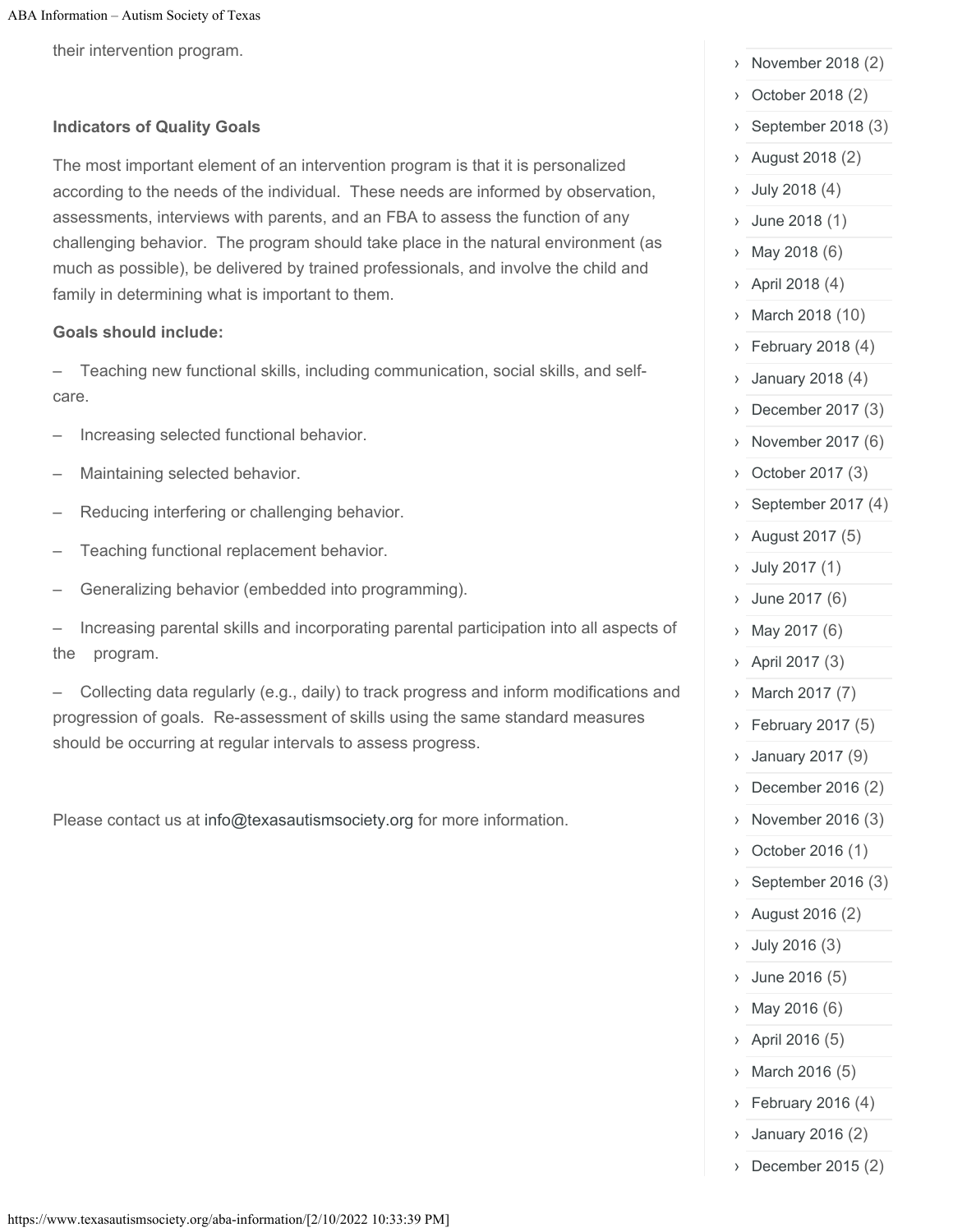their intervention program.

**Indicators of Quality Goals**

The most important element of an intervention program is that it is personalized according to the needs of the individual. These needs are informed by observation, assessments, interviews with parents, and an FBA to assess the function of any challenging behavior. The program should take place in the natural environment (as much as possible), be delivered by trained professionals, and involve the child and family in determining what is important to them.

**Goals should include:**

– Teaching new functional skills, including communication, social skills, and self-care.

– Increasing selected functional behavior.

– Maintaining selected behavior.

– Reducing interfering or challenging behavior.

– Teaching functional replacement behavior.

– Generalizing behavior (embedded into programming).

– Increasing parental skills and incorporating parental participation into all aspects of the program.

– Collecting data regularly (e.g., daily) to track progress and inform modifications and progression of goals. Re-assessment of skills using the same standard measures should be occurring at regular intervals to assess progress.

Please contact us at info@texasautismsociety.org for more information.

- November 2018 (2)
- October 2018 (2)
- September 2018 (3)
- August 2018 (2)
- July 2018 (4)
- June 2018 (1)
- May 2018 (6)
- April 2018 (4)
- March 2018 (10)
- February 2018 (4)
- January 2018 (4)
- December 2017 (3)
- November 2017 (6)
- October 2017 (3)
- September 2017 (4)
- August 2017 (5)
- July 2017 (1)
- June 2017 (6)
- May 2017 (6)
- April 2017 (3)
- March 2017 (7)
- February 2017 (5)
- January 2017 (9)
- December 2016 (2)
- November 2016 (3)
- October 2016 (1)
- September 2016 (3)
- August 2016 (2)
- July 2016 (3)
- June 2016 (5)
- May 2016 (6)
- April 2016 (5)
- March 2016 (5)
- February 2016 (4)
- January 2016 (2)
- December 2015 (2)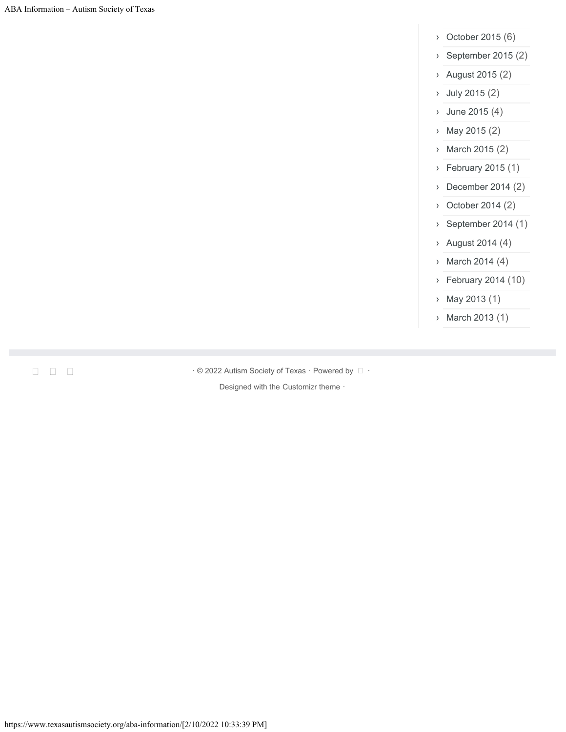- October 2015 (6)
- September 2015 (2)
- August 2015 (2)
- July 2015 (2)
- June 2015 (4)
- May 2015 (2)
- March 2015 (2)
- February 2015 (1)
- December 2014 (2)
- October 2014 (2)
- September 2014 (1)
- August 2014 (4)
- March 2014 (4)
- February 2014 (10)
- May 2013 (1)
- March 2013 (1)

· © 2022 Autism Society of Texas · Powered by ·

Designed with the Customizr theme ·